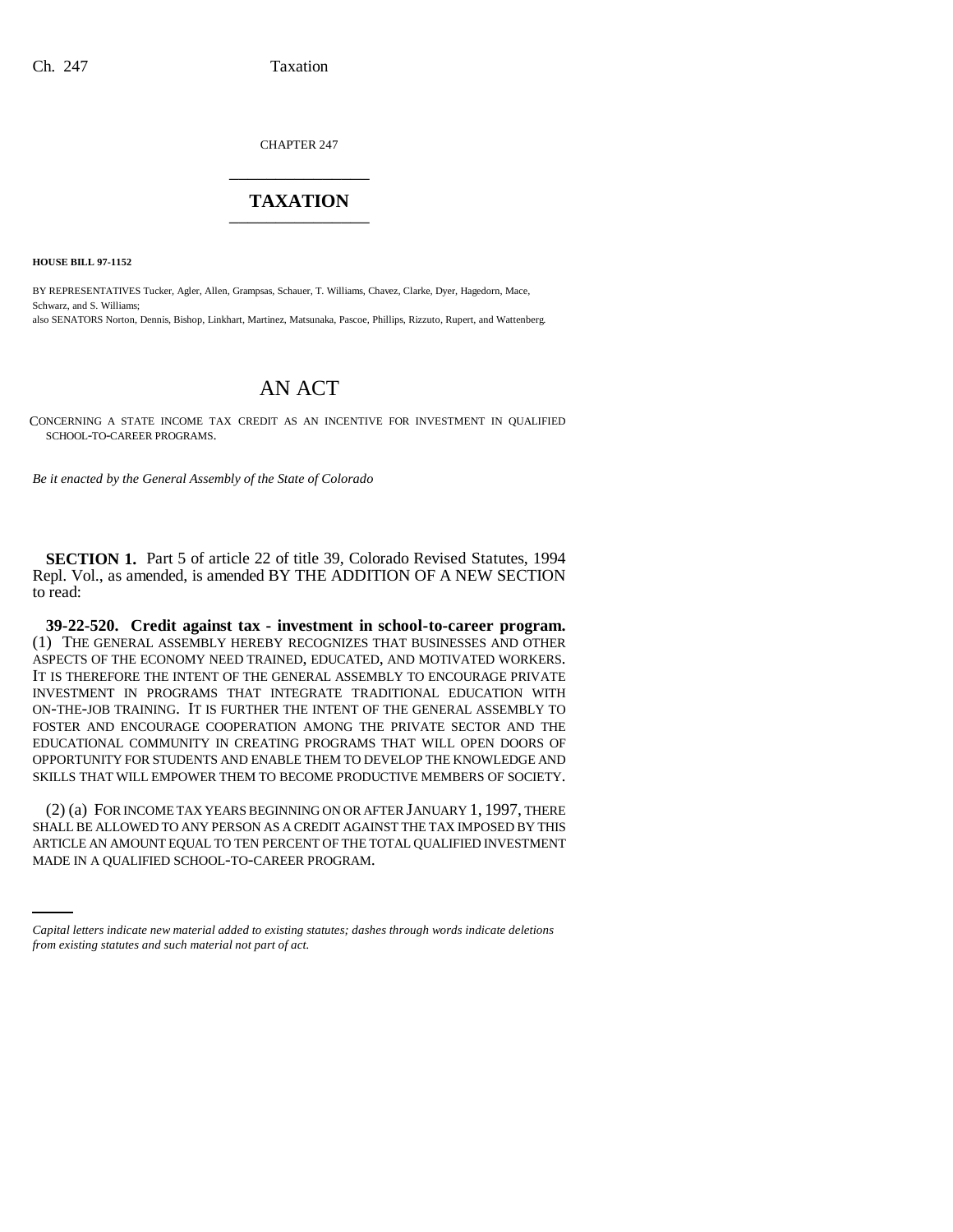CHAPTER 247

# TAXATION

**HOUSE BILL 97-1152**

BY REPRESENTATIVES Tucker, Agler, Allen, Grampsas, Schauer, T. Williams, Chavez, Clarke, Dyer, Hagedorn, Mace, Schwarz, and S. Williams;
also SENATORS Norton, Dennis, Bishop, Linkhart, Martinez, Matsunaka, Pascoe, Phillips, Rizzuto, Rupert, and Wattenberg.

## AN ACT

CONCERNING A STATE INCOME TAX CREDIT AS AN INCENTIVE FOR INVESTMENT IN QUALIFIED SCHOOL-TO-CAREER PROGRAMS.

*Be it enacted by the General Assembly of the State of Colorado*

**SECTION 1.** Part 5 of article 22 of title 39, Colorado Revised Statutes, 1994 Repl. Vol., as amended, is amended BY THE ADDITION OF A NEW SECTION to read:

**39-22-520. Credit against tax - investment in school-to-career program.** (1) THE GENERAL ASSEMBLY HEREBY RECOGNIZES THAT BUSINESSES AND OTHER ASPECTS OF THE ECONOMY NEED TRAINED, EDUCATED, AND MOTIVATED WORKERS. IT IS THEREFORE THE INTENT OF THE GENERAL ASSEMBLY TO ENCOURAGE PRIVATE INVESTMENT IN PROGRAMS THAT INTEGRATE TRADITIONAL EDUCATION WITH ON-THE-JOB TRAINING. IT IS FURTHER THE INTENT OF THE GENERAL ASSEMBLY TO FOSTER AND ENCOURAGE COOPERATION AMONG THE PRIVATE SECTOR AND THE EDUCATIONAL COMMUNITY IN CREATING PROGRAMS THAT WILL OPEN DOORS OF OPPORTUNITY FOR STUDENTS AND ENABLE THEM TO DEVELOP THE KNOWLEDGE AND SKILLS THAT WILL EMPOWER THEM TO BECOME PRODUCTIVE MEMBERS OF SOCIETY.

(2) (a) FOR INCOME TAX YEARS BEGINNING ON OR AFTER JANUARY 1, 1997, THERE SHALL BE ALLOWED TO ANY PERSON AS A CREDIT AGAINST THE TAX IMPOSED BY THIS ARTICLE AN AMOUNT EQUAL TO TEN PERCENT OF THE TOTAL QUALIFIED INVESTMENT MADE IN A QUALIFIED SCHOOL-TO-CAREER PROGRAM.

*Capital letters indicate new material added to existing statutes; dashes through words indicate deletions from existing statutes and such material not part of act.*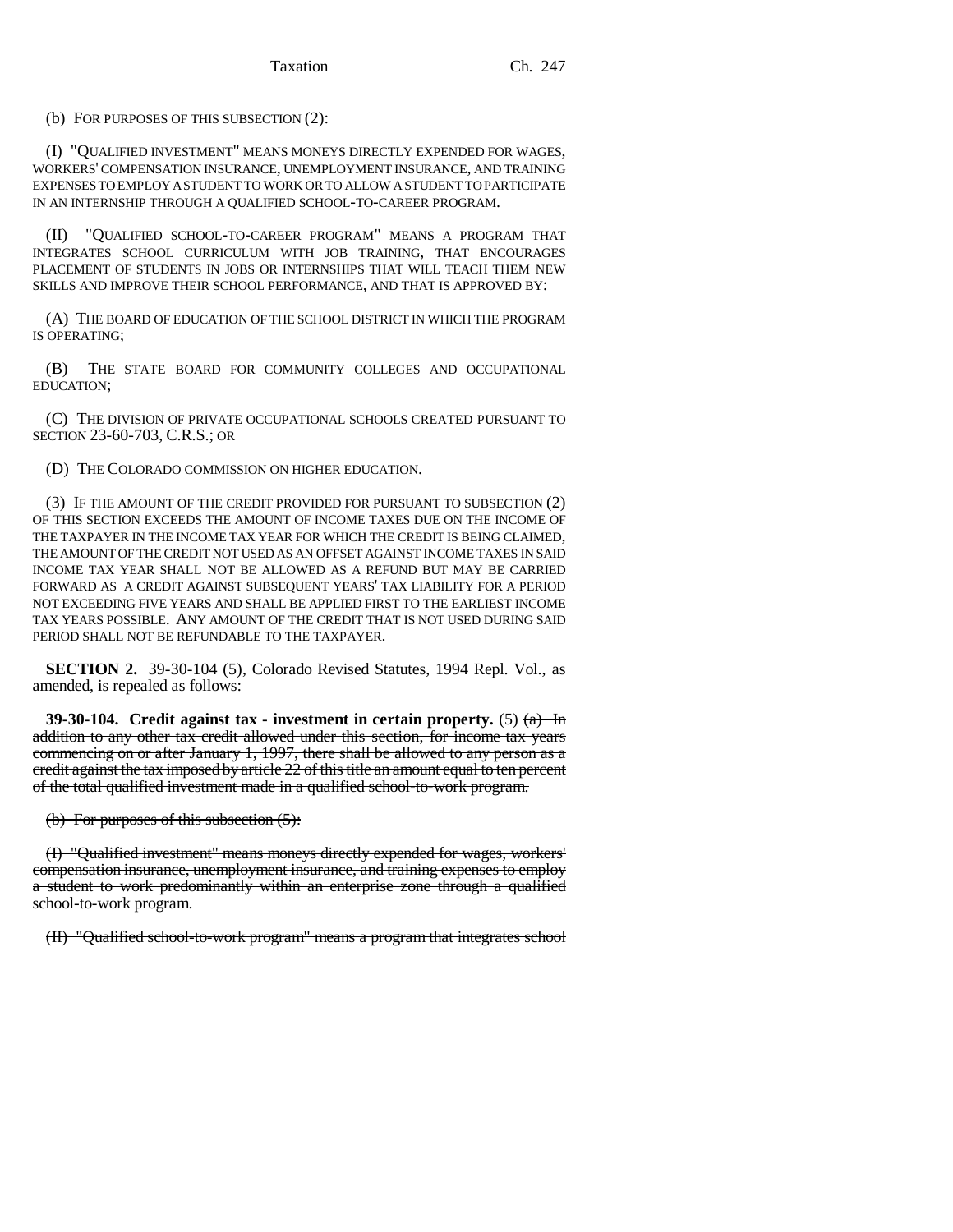(b) FOR PURPOSES OF THIS SUBSECTION (2):

(I) "QUALIFIED INVESTMENT" MEANS MONEYS DIRECTLY EXPENDED FOR WAGES, WORKERS' COMPENSATION INSURANCE, UNEMPLOYMENT INSURANCE, AND TRAINING EXPENSES TO EMPLOY A STUDENT TO WORK OR TO ALLOW A STUDENT TO PARTICIPATE IN AN INTERNSHIP THROUGH A QUALIFIED SCHOOL-TO-CAREER PROGRAM.

(II) "QUALIFIED SCHOOL-TO-CAREER PROGRAM" MEANS A PROGRAM THAT INTEGRATES SCHOOL CURRICULUM WITH JOB TRAINING, THAT ENCOURAGES PLACEMENT OF STUDENTS IN JOBS OR INTERNSHIPS THAT WILL TEACH THEM NEW SKILLS AND IMPROVE THEIR SCHOOL PERFORMANCE, AND THAT IS APPROVED BY:

(A) THE BOARD OF EDUCATION OF THE SCHOOL DISTRICT IN WHICH THE PROGRAM IS OPERATING;

(B) THE STATE BOARD FOR COMMUNITY COLLEGES AND OCCUPATIONAL EDUCATION;

(C) THE DIVISION OF PRIVATE OCCUPATIONAL SCHOOLS CREATED PURSUANT TO SECTION 23-60-703, C.R.S.; OR

(D) THE COLORADO COMMISSION ON HIGHER EDUCATION.

(3) IF THE AMOUNT OF THE CREDIT PROVIDED FOR PURSUANT TO SUBSECTION (2) OF THIS SECTION EXCEEDS THE AMOUNT OF INCOME TAXES DUE ON THE INCOME OF THE TAXPAYER IN THE INCOME TAX YEAR FOR WHICH THE CREDIT IS BEING CLAIMED, THE AMOUNT OF THE CREDIT NOT USED AS AN OFFSET AGAINST INCOME TAXES IN SAID INCOME TAX YEAR SHALL NOT BE ALLOWED AS A REFUND BUT MAY BE CARRIED FORWARD AS A CREDIT AGAINST SUBSEQUENT YEARS' TAX LIABILITY FOR A PERIOD NOT EXCEEDING FIVE YEARS AND SHALL BE APPLIED FIRST TO THE EARLIEST INCOME TAX YEARS POSSIBLE. ANY AMOUNT OF THE CREDIT THAT IS NOT USED DURING SAID PERIOD SHALL NOT BE REFUNDABLE TO THE TAXPAYER.

**SECTION 2.** 39-30-104 (5), Colorado Revised Statutes, 1994 Repl. Vol., as amended, is repealed as follows:

**39-30-104. Credit against tax - investment in certain property.** (5) ~~(a) In addition to any other tax credit allowed under this section, for income tax years commencing on or after January 1, 1997, there shall be allowed to any person as a credit against the tax imposed by article 22 of this title an amount equal to ten percent of the total qualified investment made in a qualified school-to-work program.~~

~~(b) For purposes of this subsection (5):~~

~~(I) "Qualified investment" means moneys directly expended for wages, workers' compensation insurance, unemployment insurance, and training expenses to employ a student to work predominantly within an enterprise zone through a qualified school-to-work program.~~

~~(II) "Qualified school-to-work program" means a program that integrates school~~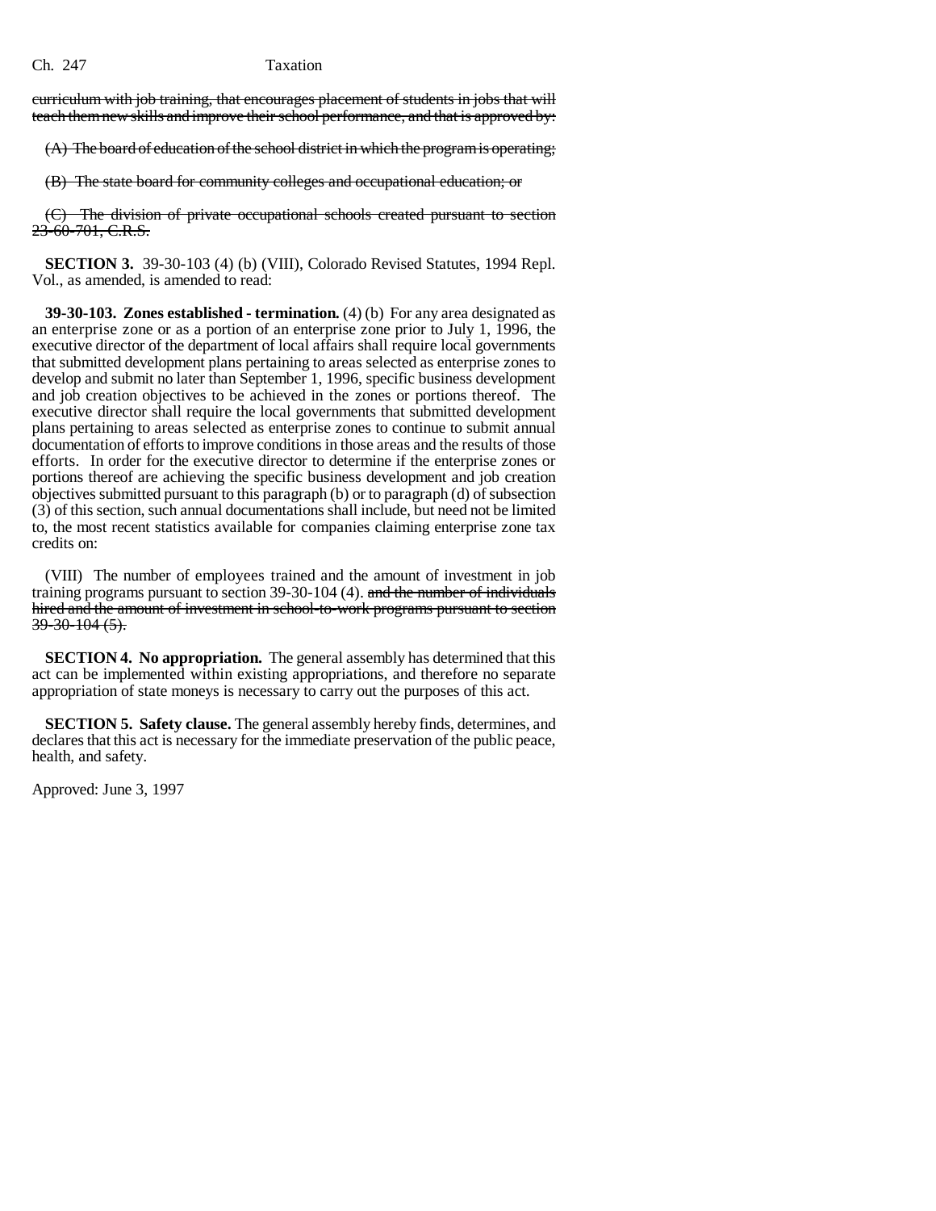~~curriculum with job training, that encourages placement of students in jobs that will teach them new skills and improve their school performance, and that is approved by:~~

~~(A) The board of education of the school district in which the program is operating;~~

~~(B) The state board for community colleges and occupational education; or~~

~~(C) The division of private occupational schools created pursuant to section 23-60-701, C.R.S.~~

**SECTION 3.** 39-30-103 (4) (b) (VIII), Colorado Revised Statutes, 1994 Repl. Vol., as amended, is amended to read:

**39-30-103. Zones established - termination.** (4) (b) For any area designated as an enterprise zone or as a portion of an enterprise zone prior to July 1, 1996, the executive director of the department of local affairs shall require local governments that submitted development plans pertaining to areas selected as enterprise zones to develop and submit no later than September 1, 1996, specific business development and job creation objectives to be achieved in the zones or portions thereof. The executive director shall require the local governments that submitted development plans pertaining to areas selected as enterprise zones to continue to submit annual documentation of efforts to improve conditions in those areas and the results of those efforts. In order for the executive director to determine if the enterprise zones or portions thereof are achieving the specific business development and job creation objectives submitted pursuant to this paragraph (b) or to paragraph (d) of subsection (3) of this section, such annual documentations shall include, but need not be limited to, the most recent statistics available for companies claiming enterprise zone tax credits on:

(VIII) The number of employees trained and the amount of investment in job training programs pursuant to section 39-30-104 (4). ~~and the number of individuals hired and the amount of investment in school-to-work programs pursuant to section 39-30-104 (5).~~

**SECTION 4. No appropriation.** The general assembly has determined that this act can be implemented within existing appropriations, and therefore no separate appropriation of state moneys is necessary to carry out the purposes of this act.

**SECTION 5. Safety clause.** The general assembly hereby finds, determines, and declares that this act is necessary for the immediate preservation of the public peace, health, and safety.

Approved: June 3, 1997